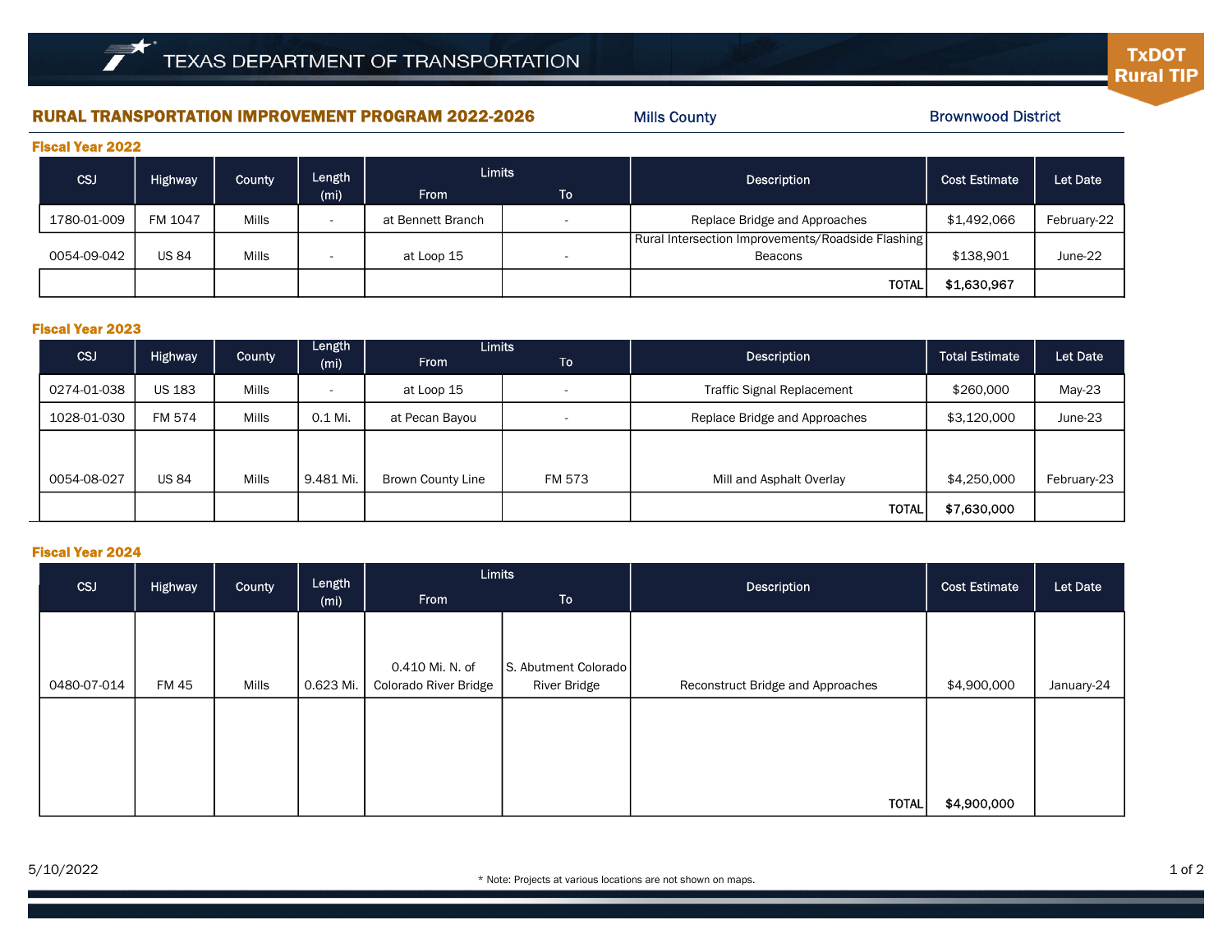TEXAS DEPARTMENT OF TRANSPORTATION

**TxDOT Rural TIP**

## RURAL TRANSPORTATION IMPROVEMENT PROGRAM 2022-2026

Mills County | Brownwood District

### Fiscal Year 2022

| CSJ | Highway | County | Length (mi) | Limits | | Description | Cost Estimate | Let Date |
|---|---|---|---|---|---|---|---|---|
| | | | | From | To | | | |
| 1780-01-009 | FM 1047 | Mills | - | at Bennett Branch | - | Replace Bridge and Approaches | $1,492,066 | February-22 |
| 0054-09-042 | US 84 | Mills | - | at Loop 15 | - | Rural Intersection Improvements/Roadside Flashing Beacons | $138,901 | June-22 |
| | | | | | | TOTAL | $1,630,967 | |

### Fiscal Year 2023

| CSJ | Highway | County | Length (mi) | Limits | | Description | Total Estimate | Let Date |
|---|---|---|---|---|---|---|---|---|
| | | | | From | To | | | |
| 0274-01-038 | US 183 | Mills | - | at Loop 15 | - | Traffic Signal Replacement | $260,000 | May-23 |
| 1028-01-030 | FM 574 | Mills | 0.1 Mi. | at Pecan Bayou | - | Replace Bridge and Approaches | $3,120,000 | June-23 |
| 0054-08-027 | US 84 | Mills | 9.481 Mi. | Brown County Line | FM 573 | Mill and Asphalt Overlay | $4,250,000 | February-23 |
| | | | | | | TOTAL | $7,630,000 | |

### Fiscal Year 2024

| CSJ | Highway | County | Length (mi) | Limits | | Description | Cost Estimate | Let Date |
|---|---|---|---|---|---|---|---|---|
| | | | | From | To | | | |
| 0480-07-014 | FM 45 | Mills | 0.623 Mi. | 0.410 Mi. N. of Colorado River Bridge | S. Abutment Colorado River Bridge | Reconstruct Bridge and Approaches | $4,900,000 | January-24 |
| | | | | | | TOTAL | $4,900,000 | |

5/10/2022

\* Note: Projects at various locations are not shown on maps.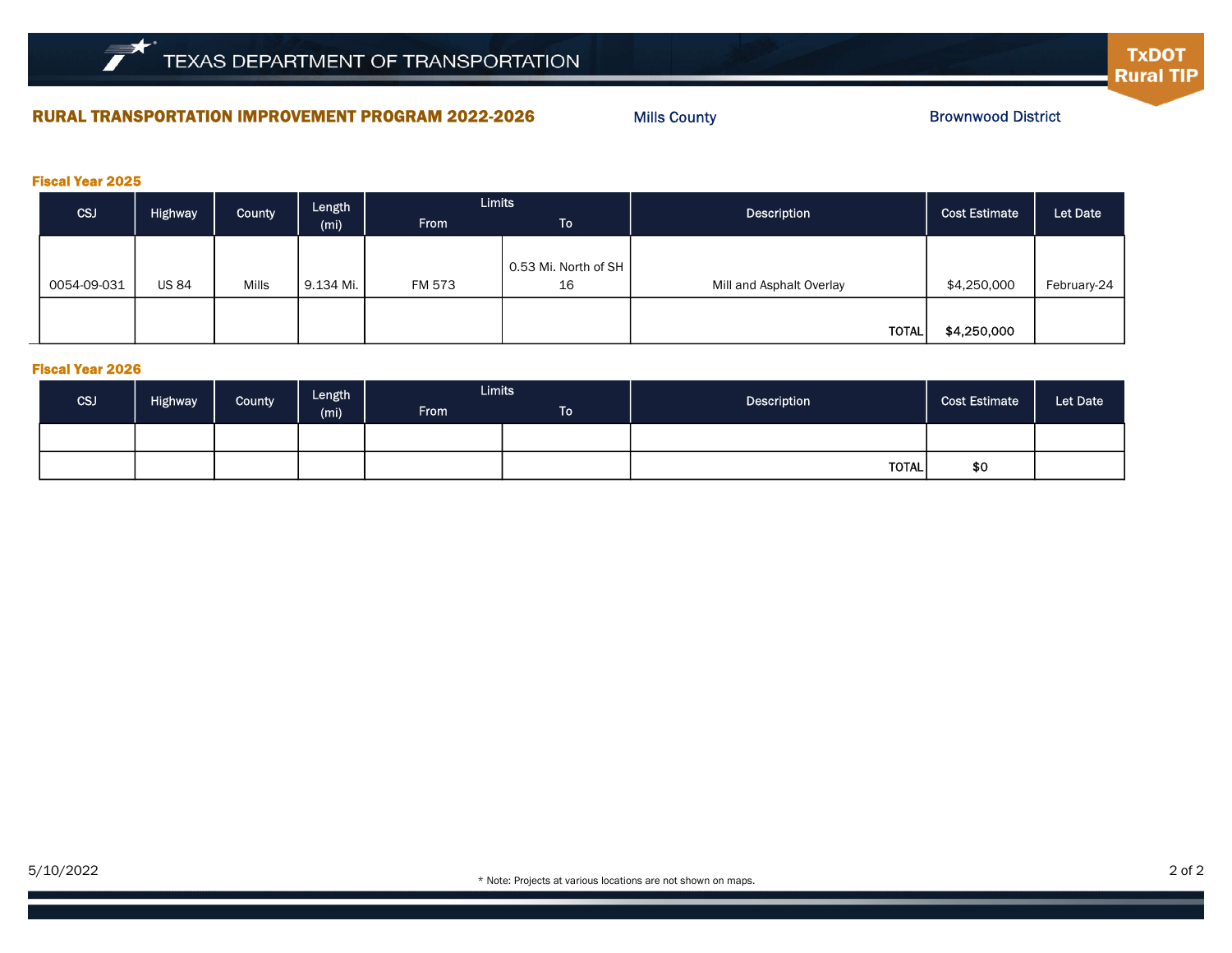TEXAS DEPARTMENT OF TRANSPORTATION

**TxDOT Rural TIP**

## RURAL TRANSPORTATION IMPROVEMENT PROGRAM 2022-2026

Mills County

Brownwood District

### Fiscal Year 2025

| CSJ | Highway | County | Length (mi) | Limits | | Description | Cost Estimate | Let Date |
|---|---|---|---|---|---|---|---|---|
| | | | | From | To | | | |
| 0054-09-031 | US 84 | Mills | 9.134 Mi. | FM 573 | 0.53 Mi. North of SH 16 | Mill and Asphalt Overlay | $4,250,000 | February-24 |
| | | | | | | TOTAL | $4,250,000 | |

### Fiscal Year 2026

| CSJ | Highway | County | Length (mi) | Limits | | Description | Cost Estimate | Let Date |
|---|---|---|---|---|---|---|---|---|
| | | | | From | To | | | |
| | | | | | | | | |
| | | | | | | TOTAL | $0 | |

5/10/2022

* Note: Projects at various locations are not shown on maps.